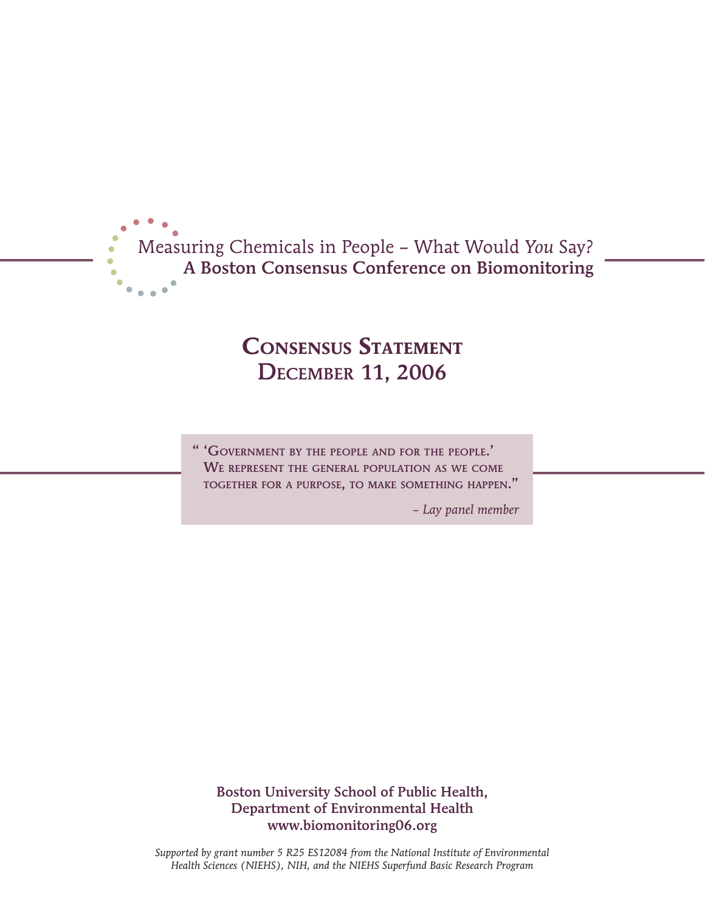Measuring Chemicals in People – What Would *You* Say?

**A Boston Consensus Conference on Biomonitoring**

# Consensus Statement
## December 11, 2006

> **" 'Government by the people and for the people.' We represent the general population as we come together for a purpose, to make something happen."**
>
> *– Lay panel member*

**Boston University School of Public Health,**
**Department of Environmental Health**
**www.biomonitoring06.org**

*Supported by grant number 5 R25 ES12084 from the National Institute of Environmental Health Sciences (NIEHS), NIH, and the NIEHS Superfund Basic Research Program*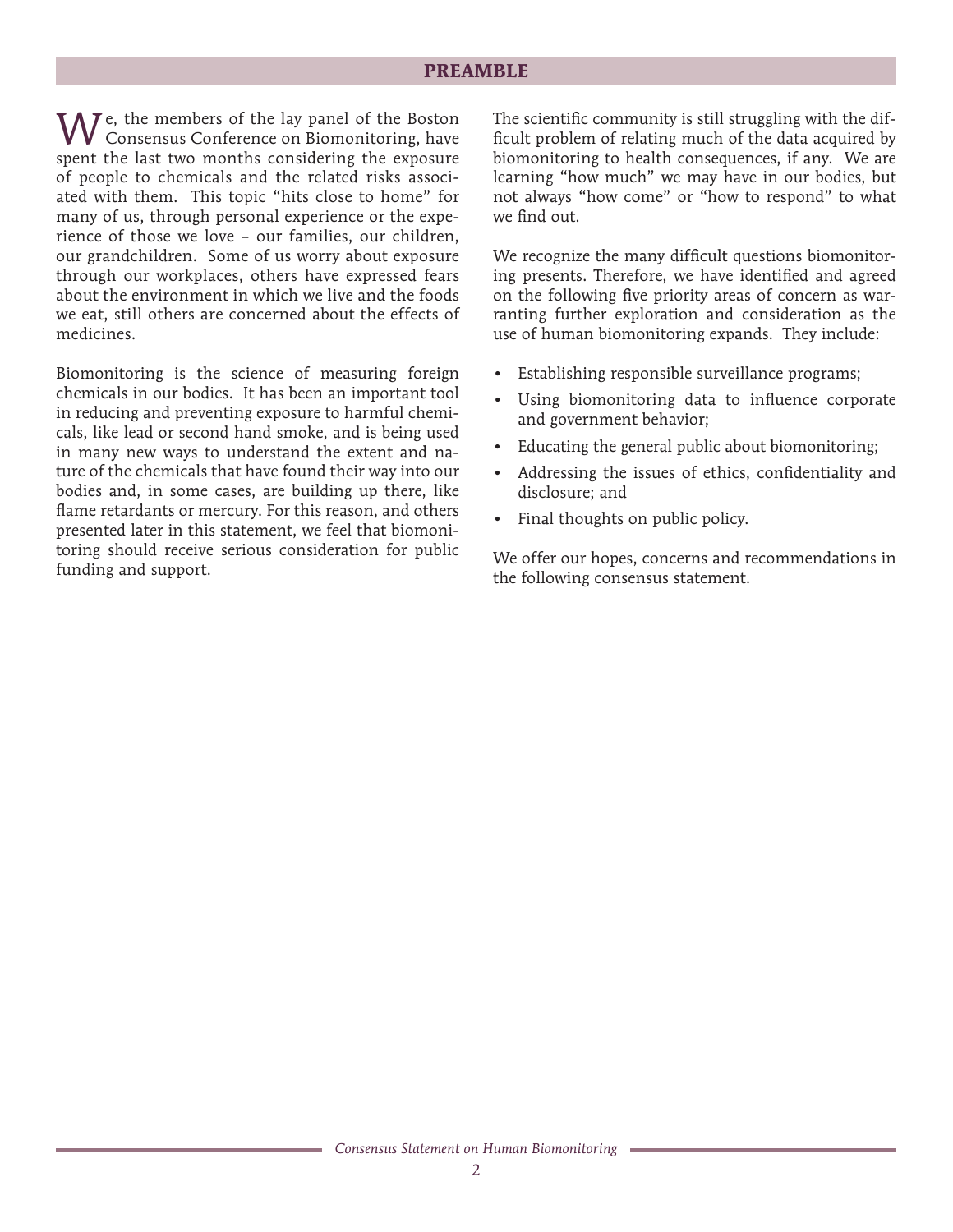## PREAMBLE

We, the members of the lay panel of the Boston Consensus Conference on Biomonitoring, have spent the last two months considering the exposure of people to chemicals and the related risks associated with them. This topic "hits close to home" for many of us, through personal experience or the experience of those we love – our families, our children, our grandchildren. Some of us worry about exposure through our workplaces, others have expressed fears about the environment in which we live and the foods we eat, still others are concerned about the effects of medicines.

Biomonitoring is the science of measuring foreign chemicals in our bodies. It has been an important tool in reducing and preventing exposure to harmful chemicals, like lead or second hand smoke, and is being used in many new ways to understand the extent and nature of the chemicals that have found their way into our bodies and, in some cases, are building up there, like flame retardants or mercury. For this reason, and others presented later in this statement, we feel that biomonitoring should receive serious consideration for public funding and support.

The scientific community is still struggling with the difficult problem of relating much of the data acquired by biomonitoring to health consequences, if any. We are learning "how much" we may have in our bodies, but not always "how come" or "how to respond" to what we find out.

We recognize the many difficult questions biomonitoring presents. Therefore, we have identified and agreed on the following five priority areas of concern as warranting further exploration and consideration as the use of human biomonitoring expands. They include:

- Establishing responsible surveillance programs;
- Using biomonitoring data to influence corporate and government behavior;
- Educating the general public about biomonitoring;
- Addressing the issues of ethics, confidentiality and disclosure; and
- Final thoughts on public policy.

We offer our hopes, concerns and recommendations in the following consensus statement.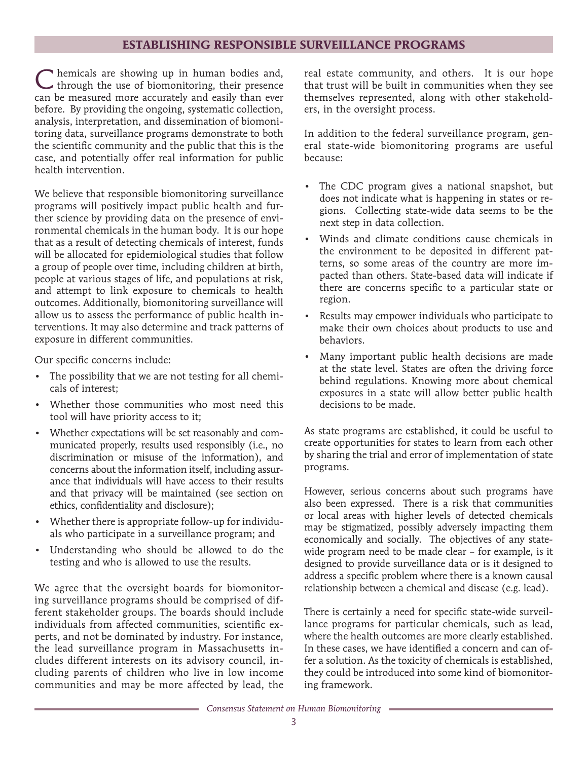## ESTABLISHING RESPONSIBLE SURVEILLANCE PROGRAMS

Chemicals are showing up in human bodies and, through the use of biomonitoring, their presence can be measured more accurately and easily than ever before. By providing the ongoing, systematic collection, analysis, interpretation, and dissemination of biomonitoring data, surveillance programs demonstrate to both the scientific community and the public that this is the case, and potentially offer real information for public health intervention.

We believe that responsible biomonitoring surveillance programs will positively impact public health and further science by providing data on the presence of environmental chemicals in the human body. It is our hope that as a result of detecting chemicals of interest, funds will be allocated for epidemiological studies that follow a group of people over time, including children at birth, people at various stages of life, and populations at risk, and attempt to link exposure to chemicals to health outcomes. Additionally, biomonitoring surveillance will allow us to assess the performance of public health interventions. It may also determine and track patterns of exposure in different communities.

Our specific concerns include:

- The possibility that we are not testing for all chemicals of interest;
- Whether those communities who most need this tool will have priority access to it;
- Whether expectations will be set reasonably and communicated properly, results used responsibly (i.e., no discrimination or misuse of the information), and concerns about the information itself, including assurance that individuals will have access to their results and that privacy will be maintained (see section on ethics, confidentiality and disclosure);
- Whether there is appropriate follow-up for individuals who participate in a surveillance program; and
- Understanding who should be allowed to do the testing and who is allowed to use the results.

We agree that the oversight boards for biomonitoring surveillance programs should be comprised of different stakeholder groups. The boards should include individuals from affected communities, scientific experts, and not be dominated by industry. For instance, the lead surveillance program in Massachusetts includes different interests on its advisory council, including parents of children who live in low income communities and may be more affected by lead, the real estate community, and others. It is our hope that trust will be built in communities when they see themselves represented, along with other stakeholders, in the oversight process.

In addition to the federal surveillance program, general state-wide biomonitoring programs are useful because:

- The CDC program gives a national snapshot, but does not indicate what is happening in states or regions. Collecting state-wide data seems to be the next step in data collection.
- Winds and climate conditions cause chemicals in the environment to be deposited in different patterns, so some areas of the country are more impacted than others. State-based data will indicate if there are concerns specific to a particular state or region.
- Results may empower individuals who participate to make their own choices about products to use and behaviors.
- Many important public health decisions are made at the state level. States are often the driving force behind regulations. Knowing more about chemical exposures in a state will allow better public health decisions to be made.

As state programs are established, it could be useful to create opportunities for states to learn from each other by sharing the trial and error of implementation of state programs.

However, serious concerns about such programs have also been expressed. There is a risk that communities or local areas with higher levels of detected chemicals may be stigmatized, possibly adversely impacting them economically and socially. The objectives of any statewide program need to be made clear – for example, is it designed to provide surveillance data or is it designed to address a specific problem where there is a known causal relationship between a chemical and disease (e.g. lead).

There is certainly a need for specific state-wide surveillance programs for particular chemicals, such as lead, where the health outcomes are more clearly established. In these cases, we have identified a concern and can offer a solution. As the toxicity of chemicals is established, they could be introduced into some kind of biomonitoring framework.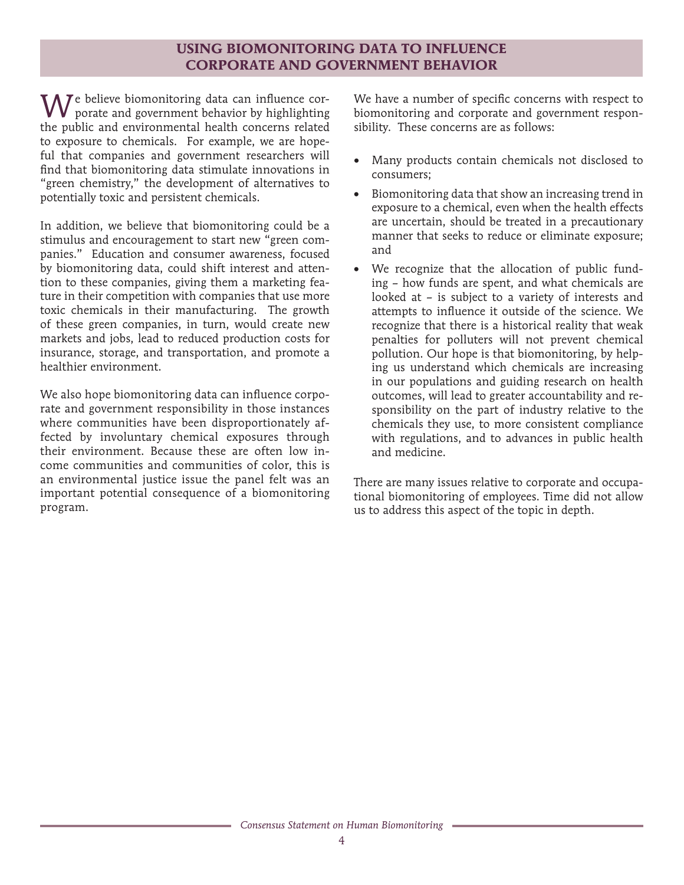## USING BIOMONITORING DATA TO INFLUENCE CORPORATE AND GOVERNMENT BEHAVIOR

We believe biomonitoring data can influence corporate and government behavior by highlighting the public and environmental health concerns related to exposure to chemicals. For example, we are hopeful that companies and government researchers will find that biomonitoring data stimulate innovations in "green chemistry," the development of alternatives to potentially toxic and persistent chemicals.

In addition, we believe that biomonitoring could be a stimulus and encouragement to start new "green companies." Education and consumer awareness, focused by biomonitoring data, could shift interest and attention to these companies, giving them a marketing feature in their competition with companies that use more toxic chemicals in their manufacturing. The growth of these green companies, in turn, would create new markets and jobs, lead to reduced production costs for insurance, storage, and transportation, and promote a healthier environment.

We also hope biomonitoring data can influence corporate and government responsibility in those instances where communities have been disproportionately affected by involuntary chemical exposures through their environment. Because these are often low income communities and communities of color, this is an environmental justice issue the panel felt was an important potential consequence of a biomonitoring program.

We have a number of specific concerns with respect to biomonitoring and corporate and government responsibility. These concerns are as follows:

- Many products contain chemicals not disclosed to consumers;
- Biomonitoring data that show an increasing trend in exposure to a chemical, even when the health effects are uncertain, should be treated in a precautionary manner that seeks to reduce or eliminate exposure; and
- We recognize that the allocation of public funding – how funds are spent, and what chemicals are looked at – is subject to a variety of interests and attempts to influence it outside of the science. We recognize that there is a historical reality that weak penalties for polluters will not prevent chemical pollution. Our hope is that biomonitoring, by helping us understand which chemicals are increasing in our populations and guiding research on health outcomes, will lead to greater accountability and responsibility on the part of industry relative to the chemicals they use, to more consistent compliance with regulations, and to advances in public health and medicine.

There are many issues relative to corporate and occupational biomonitoring of employees. Time did not allow us to address this aspect of the topic in depth.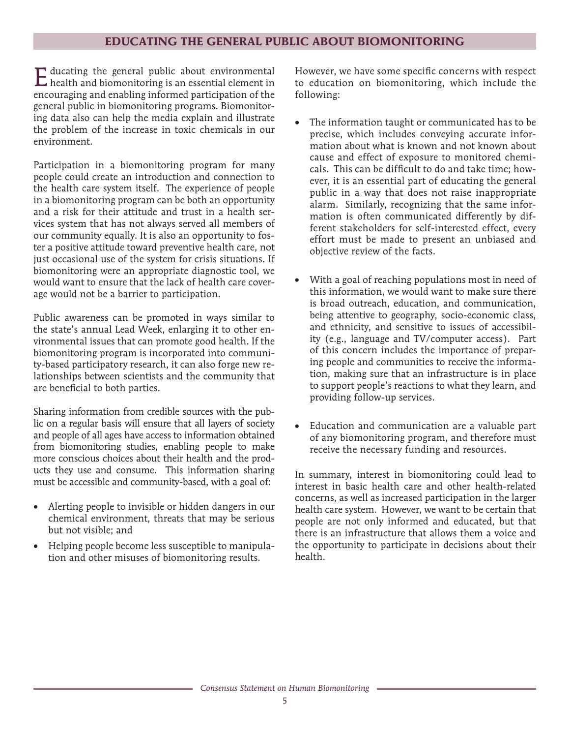## EDUCATING THE GENERAL PUBLIC ABOUT BIOMONITORING

Educating the general public about environmental health and biomonitoring is an essential element in encouraging and enabling informed participation of the general public in biomonitoring programs. Biomonitoring data also can help the media explain and illustrate the problem of the increase in toxic chemicals in our environment.

Participation in a biomonitoring program for many people could create an introduction and connection to the health care system itself. The experience of people in a biomonitoring program can be both an opportunity and a risk for their attitude and trust in a health services system that has not always served all members of our community equally. It is also an opportunity to foster a positive attitude toward preventive health care, not just occasional use of the system for crisis situations. If biomonitoring were an appropriate diagnostic tool, we would want to ensure that the lack of health care coverage would not be a barrier to participation.

Public awareness can be promoted in ways similar to the state's annual Lead Week, enlarging it to other environmental issues that can promote good health. If the biomonitoring program is incorporated into community-based participatory research, it can also forge new relationships between scientists and the community that are beneficial to both parties.

Sharing information from credible sources with the public on a regular basis will ensure that all layers of society and people of all ages have access to information obtained from biomonitoring studies, enabling people to make more conscious choices about their health and the products they use and consume. This information sharing must be accessible and community-based, with a goal of:

- Alerting people to invisible or hidden dangers in our chemical environment, threats that may be serious but not visible; and
- Helping people become less susceptible to manipulation and other misuses of biomonitoring results.

However, we have some specific concerns with respect to education on biomonitoring, which include the following:

- The information taught or communicated has to be precise, which includes conveying accurate information about what is known and not known about cause and effect of exposure to monitored chemicals. This can be difficult to do and take time; however, it is an essential part of educating the general public in a way that does not raise inappropriate alarm. Similarly, recognizing that the same information is often communicated differently by different stakeholders for self-interested effect, every effort must be made to present an unbiased and objective review of the facts.

- With a goal of reaching populations most in need of this information, we would want to make sure there is broad outreach, education, and communication, being attentive to geography, socio-economic class, and ethnicity, and sensitive to issues of accessibility (e.g., language and TV/computer access). Part of this concern includes the importance of preparing people and communities to receive the information, making sure that an infrastructure is in place to support people's reactions to what they learn, and providing follow-up services.

- Education and communication are a valuable part of any biomonitoring program, and therefore must receive the necessary funding and resources.

In summary, interest in biomonitoring could lead to interest in basic health care and other health-related concerns, as well as increased participation in the larger health care system. However, we want to be certain that people are not only informed and educated, but that there is an infrastructure that allows them a voice and the opportunity to participate in decisions about their health.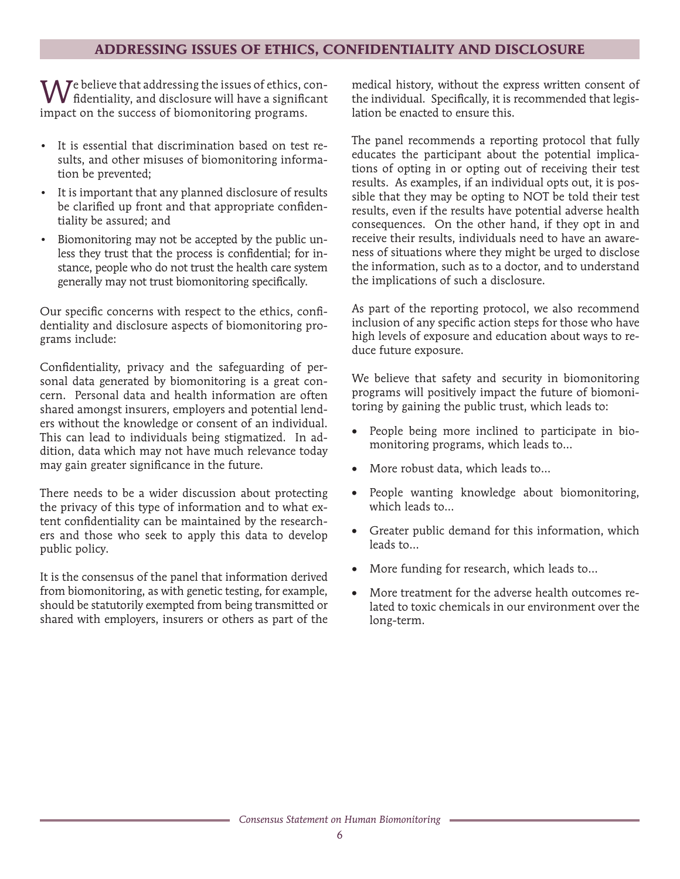## ADDRESSING ISSUES OF ETHICS, CONFIDENTIALITY AND DISCLOSURE

We believe that addressing the issues of ethics, confidentiality, and disclosure will have a significant impact on the success of biomonitoring programs.

- It is essential that discrimination based on test results, and other misuses of biomonitoring information be prevented;
- It is important that any planned disclosure of results be clarified up front and that appropriate confidentiality be assured; and
- Biomonitoring may not be accepted by the public unless they trust that the process is confidential; for instance, people who do not trust the health care system generally may not trust biomonitoring specifically.

Our specific concerns with respect to the ethics, confidentiality and disclosure aspects of biomonitoring programs include:

Confidentiality, privacy and the safeguarding of personal data generated by biomonitoring is a great concern. Personal data and health information are often shared amongst insurers, employers and potential lenders without the knowledge or consent of an individual. This can lead to individuals being stigmatized. In addition, data which may not have much relevance today may gain greater significance in the future.

There needs to be a wider discussion about protecting the privacy of this type of information and to what extent confidentiality can be maintained by the researchers and those who seek to apply this data to develop public policy.

It is the consensus of the panel that information derived from biomonitoring, as with genetic testing, for example, should be statutorily exempted from being transmitted or shared with employers, insurers or others as part of the medical history, without the express written consent of the individual. Specifically, it is recommended that legislation be enacted to ensure this.

The panel recommends a reporting protocol that fully educates the participant about the potential implications of opting in or opting out of receiving their test results. As examples, if an individual opts out, it is possible that they may be opting to NOT be told their test results, even if the results have potential adverse health consequences. On the other hand, if they opt in and receive their results, individuals need to have an awareness of situations where they might be urged to disclose the information, such as to a doctor, and to understand the implications of such a disclosure.

As part of the reporting protocol, we also recommend inclusion of any specific action steps for those who have high levels of exposure and education about ways to reduce future exposure.

We believe that safety and security in biomonitoring programs will positively impact the future of biomonitoring by gaining the public trust, which leads to:

- People being more inclined to participate in biomonitoring programs, which leads to...
- More robust data, which leads to...
- People wanting knowledge about biomonitoring, which leads to...
- Greater public demand for this information, which leads to...
- More funding for research, which leads to...
- More treatment for the adverse health outcomes related to toxic chemicals in our environment over the long-term.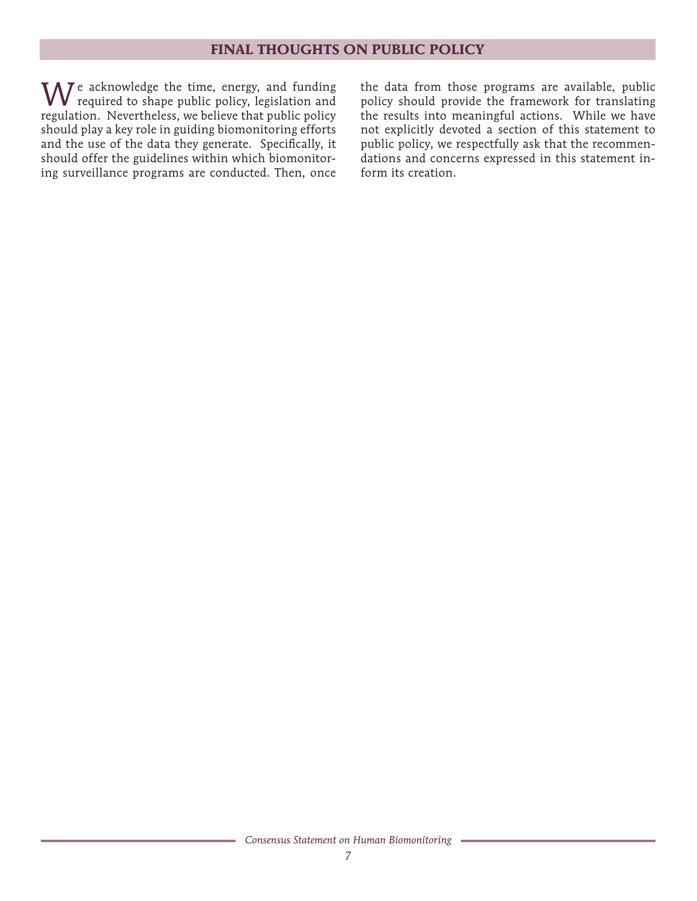## FINAL THOUGHTS ON PUBLIC POLICY

We acknowledge the time, energy, and funding required to shape public policy, legislation and regulation. Nevertheless, we believe that public policy should play a key role in guiding biomonitoring efforts and the use of the data they generate. Specifically, it should offer the guidelines within which biomonitoring surveillance programs are conducted. Then, once the data from those programs are available, public policy should provide the framework for translating the results into meaningful actions. While we have not explicitly devoted a section of this statement to public policy, we respectfully ask that the recommendations and concerns expressed in this statement inform its creation.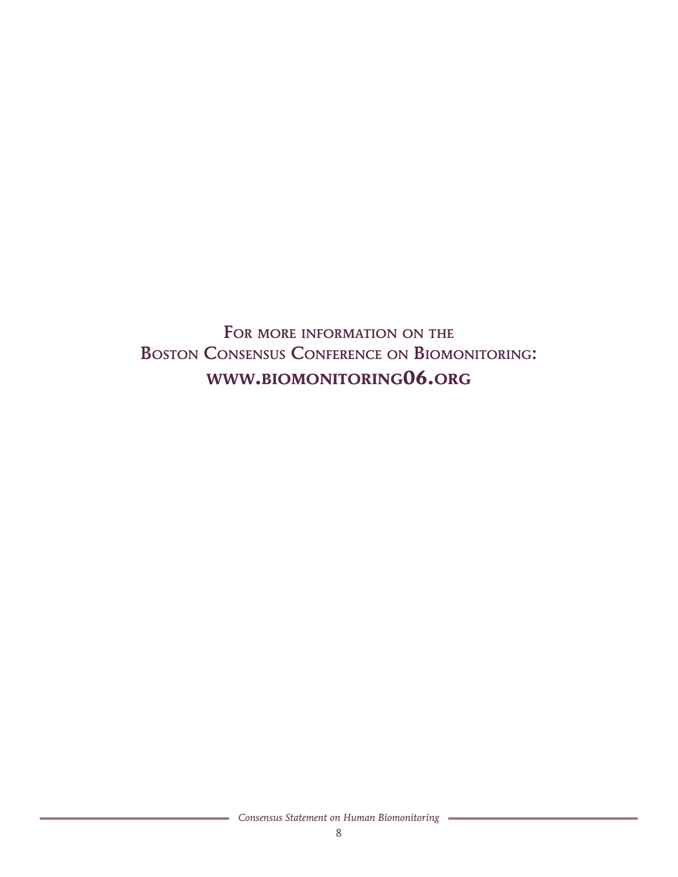**For more information on the**
**Boston Consensus Conference on Biomonitoring:**
**www.biomonitoring06.org**